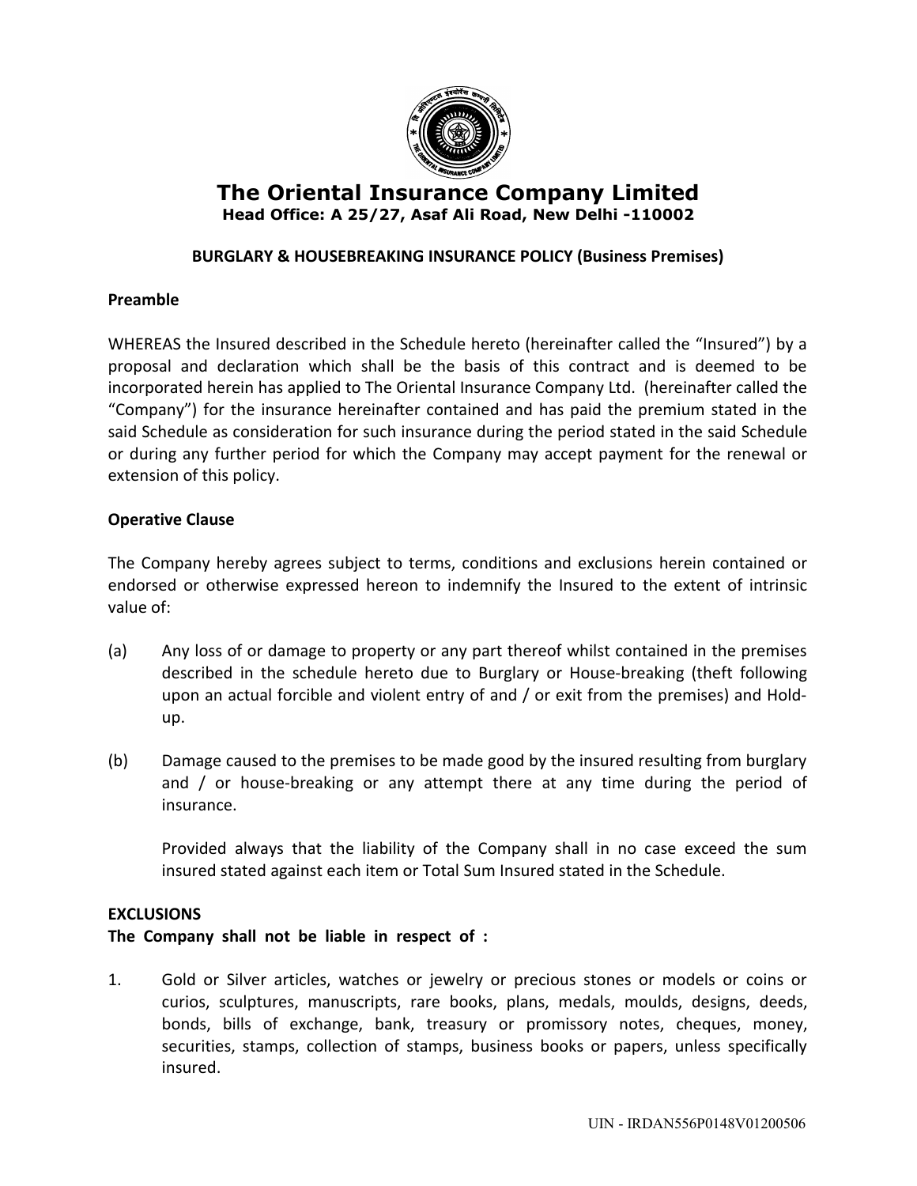# The Oriental Insurance Company Limited

**Head Office: A 25/27, Asaf Ali Road, New Delhi -110002**

## BURGLARY & HOUSEBREAKING INSURANCE POLICY (Business Premises)

### Preamble

WHEREAS the Insured described in the Schedule hereto (hereinafter called the "Insured") by a proposal and declaration which shall be the basis of this contract and is deemed to be incorporated herein has applied to The Oriental Insurance Company Ltd. (hereinafter called the "Company") for the insurance hereinafter contained and has paid the premium stated in the said Schedule as consideration for such insurance during the period stated in the said Schedule or during any further period for which the Company may accept payment for the renewal or extension of this policy.

### Operative Clause

The Company hereby agrees subject to terms, conditions and exclusions herein contained or endorsed or otherwise expressed hereon to indemnify the Insured to the extent of intrinsic value of:

(a) Any loss of or damage to property or any part thereof whilst contained in the premises described in the schedule hereto due to Burglary or House-breaking (theft following upon an actual forcible and violent entry of and / or exit from the premises) and Hold-up.

(b) Damage caused to the premises to be made good by the insured resulting from burglary and / or house-breaking or any attempt there at any time during the period of insurance.

Provided always that the liability of the Company shall in no case exceed the sum insured stated against each item or Total Sum Insured stated in the Schedule.

### EXCLUSIONS

**The Company shall not be liable in respect of :**

1. Gold or Silver articles, watches or jewelry or precious stones or models or coins or curios, sculptures, manuscripts, rare books, plans, medals, moulds, designs, deeds, bonds, bills of exchange, bank, treasury or promissory notes, cheques, money, securities, stamps, collection of stamps, business books or papers, unless specifically insured.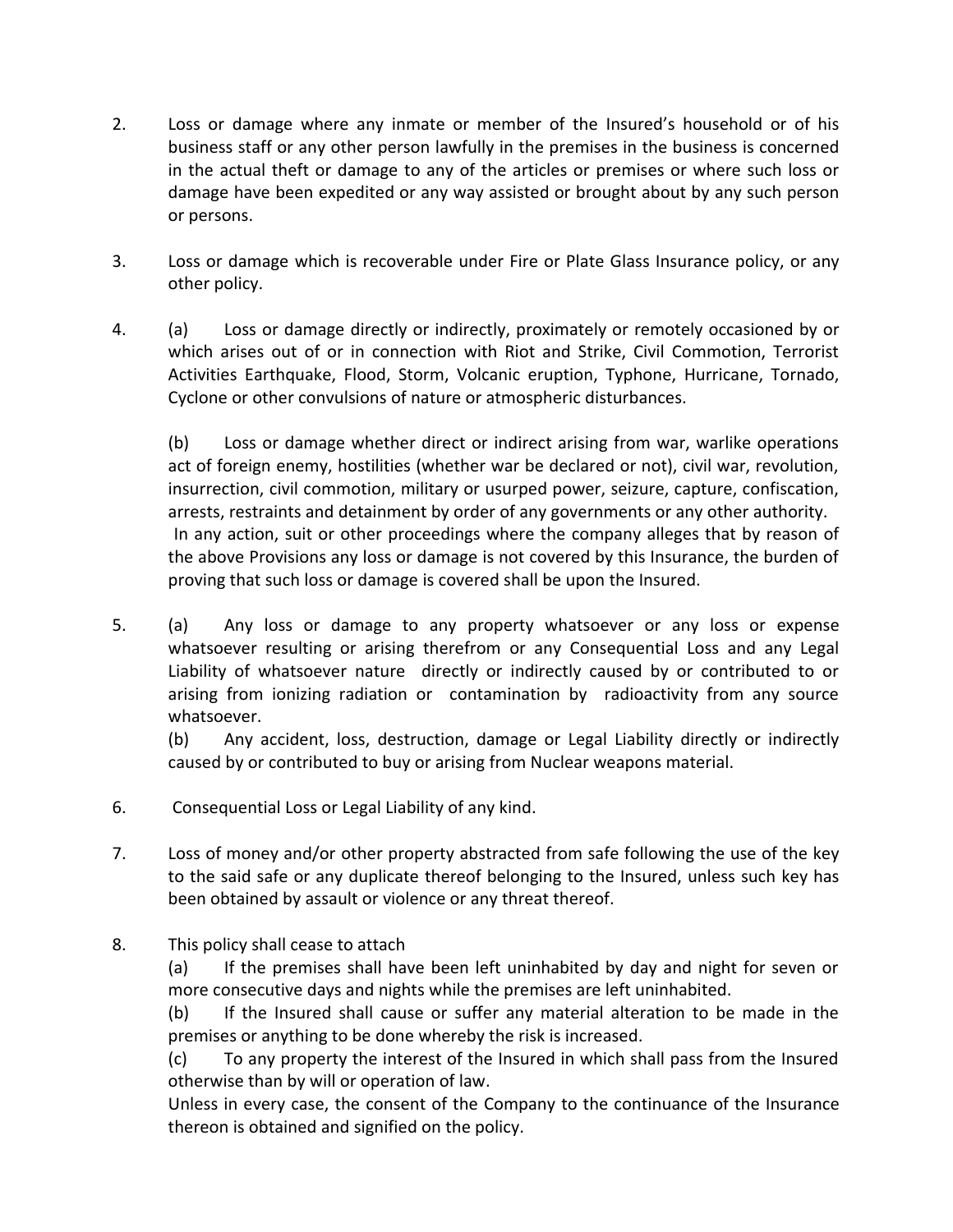2. Loss or damage where any inmate or member of the Insured's household or of his business staff or any other person lawfully in the premises in the business is concerned in the actual theft or damage to any of the articles or premises or where such loss or damage have been expedited or any way assisted or brought about by any such person or persons.

3. Loss or damage which is recoverable under Fire or Plate Glass Insurance policy, or any other policy.

4. (a) Loss or damage directly or indirectly, proximately or remotely occasioned by or which arises out of or in connection with Riot and Strike, Civil Commotion, Terrorist Activities Earthquake, Flood, Storm, Volcanic eruption, Typhone, Hurricane, Tornado, Cyclone or other convulsions of nature or atmospheric disturbances.

   (b) Loss or damage whether direct or indirect arising from war, warlike operations act of foreign enemy, hostilities (whether war be declared or not), civil war, revolution, insurrection, civil commotion, military or usurped power, seizure, capture, confiscation, arrests, restraints and detainment by order of any governments or any other authority.
   In any action, suit or other proceedings where the company alleges that by reason of the above Provisions any loss or damage is not covered by this Insurance, the burden of proving that such loss or damage is covered shall be upon the Insured.

5. (a) Any loss or damage to any property whatsoever or any loss or expense whatsoever resulting or arising therefrom or any Consequential Loss and any Legal Liability of whatsoever nature directly or indirectly caused by or contributed to or arising from ionizing radiation or contamination by radioactivity from any source whatsoever.
   (b) Any accident, loss, destruction, damage or Legal Liability directly or indirectly caused by or contributed to buy or arising from Nuclear weapons material.

6. Consequential Loss or Legal Liability of any kind.

7. Loss of money and/or other property abstracted from safe following the use of the key to the said safe or any duplicate thereof belonging to the Insured, unless such key has been obtained by assault or violence or any threat thereof.

8. This policy shall cease to attach
   (a) If the premises shall have been left uninhabited by day and night for seven or more consecutive days and nights while the premises are left uninhabited.
   (b) If the Insured shall cause or suffer any material alteration to be made in the premises or anything to be done whereby the risk is increased.
   (c) To any property the interest of the Insured in which shall pass from the Insured otherwise than by will or operation of law.
   Unless in every case, the consent of the Company to the continuance of the Insurance thereon is obtained and signified on the policy.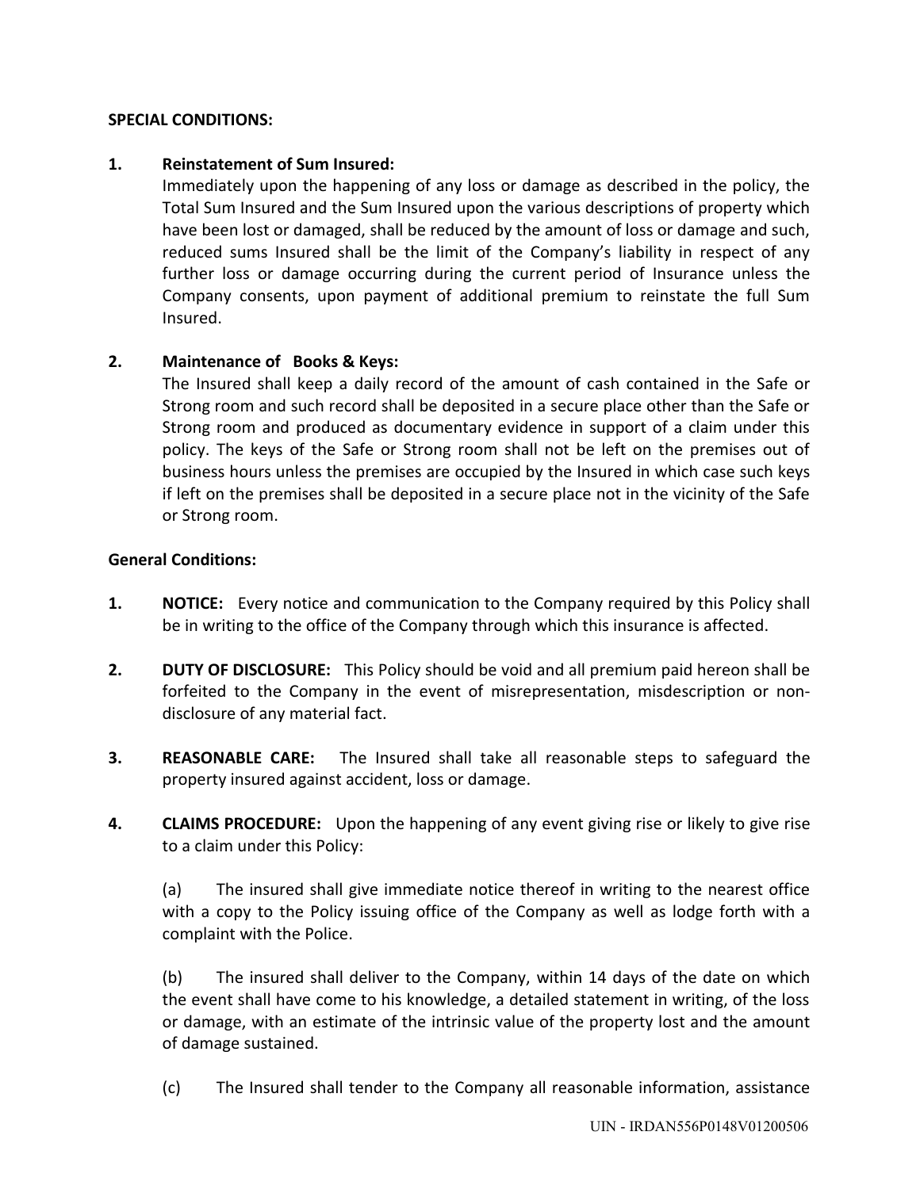**SPECIAL CONDITIONS:**

1. **Reinstatement of Sum Insured:**
   Immediately upon the happening of any loss or damage as described in the policy, the Total Sum Insured and the Sum Insured upon the various descriptions of property which have been lost or damaged, shall be reduced by the amount of loss or damage and such, reduced sums Insured shall be the limit of the Company's liability in respect of any further loss or damage occurring during the current period of Insurance unless the Company consents, upon payment of additional premium to reinstate the full Sum Insured.

2. **Maintenance of Books & Keys:**
   The Insured shall keep a daily record of the amount of cash contained in the Safe or Strong room and such record shall be deposited in a secure place other than the Safe or Strong room and produced as documentary evidence in support of a claim under this policy. The keys of the Safe or Strong room shall not be left on the premises out of business hours unless the premises are occupied by the Insured in which case such keys if left on the premises shall be deposited in a secure place not in the vicinity of the Safe or Strong room.

**General Conditions:**

1. **NOTICE:** Every notice and communication to the Company required by this Policy shall be in writing to the office of the Company through which this insurance is affected.

2. **DUTY OF DISCLOSURE:** This Policy should be void and all premium paid hereon shall be forfeited to the Company in the event of misrepresentation, misdescription or non-disclosure of any material fact.

3. **REASONABLE CARE:** The Insured shall take all reasonable steps to safeguard the property insured against accident, loss or damage.

4. **CLAIMS PROCEDURE:** Upon the happening of any event giving rise or likely to give rise to a claim under this Policy:

   (a) The insured shall give immediate notice thereof in writing to the nearest office with a copy to the Policy issuing office of the Company as well as lodge forth with a complaint with the Police.

   (b) The insured shall deliver to the Company, within 14 days of the date on which the event shall have come to his knowledge, a detailed statement in writing, of the loss or damage, with an estimate of the intrinsic value of the property lost and the amount of damage sustained.

   (c) The Insured shall tender to the Company all reasonable information, assistance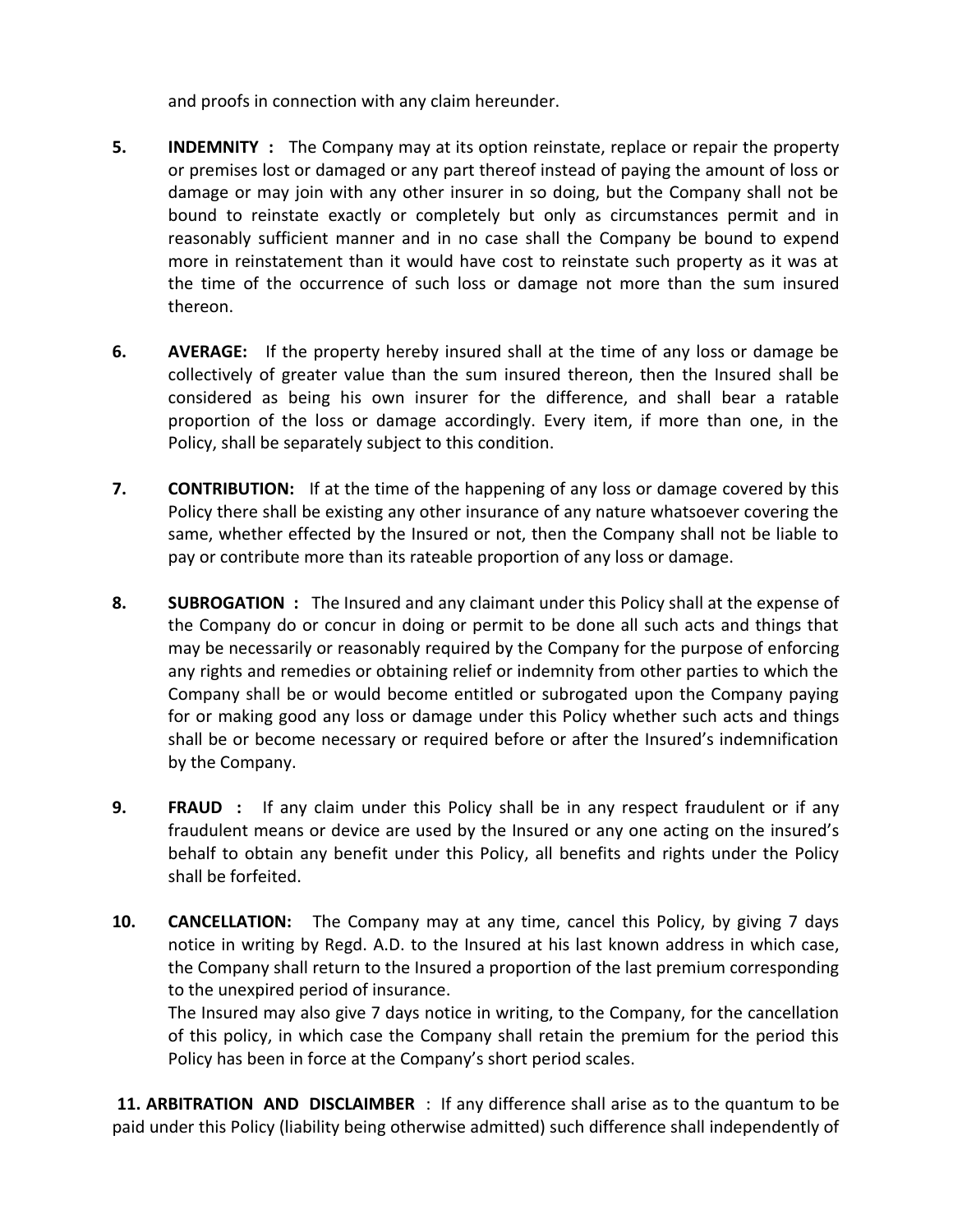and proofs in connection with any claim hereunder.

5. **INDEMNITY :** The Company may at its option reinstate, replace or repair the property or premises lost or damaged or any part thereof instead of paying the amount of loss or damage or may join with any other insurer in so doing, but the Company shall not be bound to reinstate exactly or completely but only as circumstances permit and in reasonably sufficient manner and in no case shall the Company be bound to expend more in reinstatement than it would have cost to reinstate such property as it was at the time of the occurrence of such loss or damage not more than the sum insured thereon.

6. **AVERAGE:** If the property hereby insured shall at the time of any loss or damage be collectively of greater value than the sum insured thereon, then the Insured shall be considered as being his own insurer for the difference, and shall bear a ratable proportion of the loss or damage accordingly. Every item, if more than one, in the Policy, shall be separately subject to this condition.

7. **CONTRIBUTION:** If at the time of the happening of any loss or damage covered by this Policy there shall be existing any other insurance of any nature whatsoever covering the same, whether effected by the Insured or not, then the Company shall not be liable to pay or contribute more than its rateable proportion of any loss or damage.

8. **SUBROGATION :** The Insured and any claimant under this Policy shall at the expense of the Company do or concur in doing or permit to be done all such acts and things that may be necessarily or reasonably required by the Company for the purpose of enforcing any rights and remedies or obtaining relief or indemnity from other parties to which the Company shall be or would become entitled or subrogated upon the Company paying for or making good any loss or damage under this Policy whether such acts and things shall be or become necessary or required before or after the Insured's indemnification by the Company.

9. **FRAUD :** If any claim under this Policy shall be in any respect fraudulent or if any fraudulent means or device are used by the Insured or any one acting on the insured's behalf to obtain any benefit under this Policy, all benefits and rights under the Policy shall be forfeited.

10. **CANCELLATION:** The Company may at any time, cancel this Policy, by giving 7 days notice in writing by Regd. A.D. to the Insured at his last known address in which case, the Company shall return to the Insured a proportion of the last premium corresponding to the unexpired period of insurance.
    The Insured may also give 7 days notice in writing, to the Company, for the cancellation of this policy, in which case the Company shall retain the premium for the period this Policy has been in force at the Company's short period scales.

**11. ARBITRATION AND DISCLAIMBER** : If any difference shall arise as to the quantum to be paid under this Policy (liability being otherwise admitted) such difference shall independently of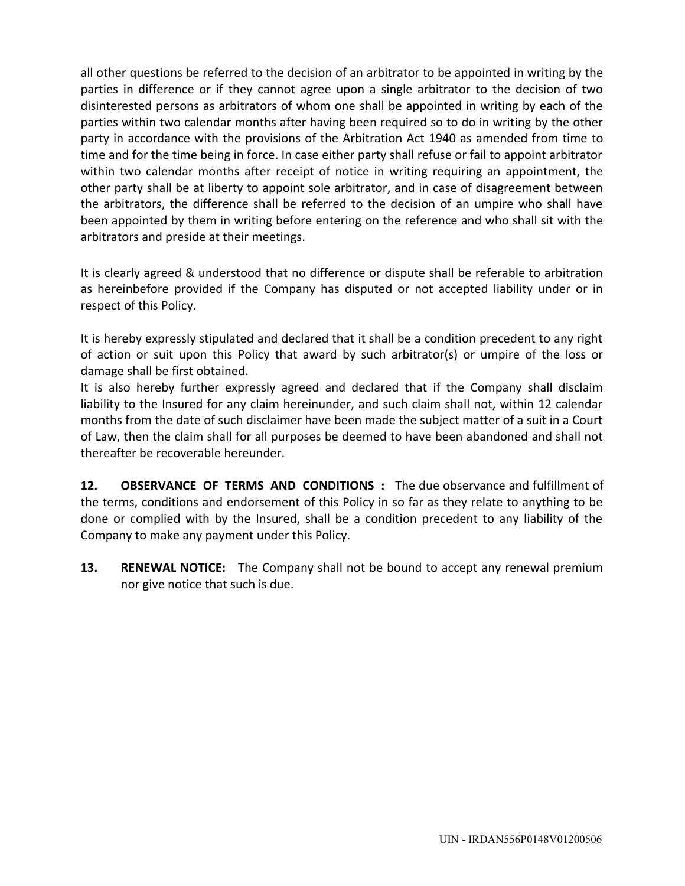all other questions be referred to the decision of an arbitrator to be appointed in writing by the parties in difference or if they cannot agree upon a single arbitrator to the decision of two disinterested persons as arbitrators of whom one shall be appointed in writing by each of the parties within two calendar months after having been required so to do in writing by the other party in accordance with the provisions of the Arbitration Act 1940 as amended from time to time and for the time being in force. In case either party shall refuse or fail to appoint arbitrator within two calendar months after receipt of notice in writing requiring an appointment, the other party shall be at liberty to appoint sole arbitrator, and in case of disagreement between the arbitrators, the difference shall be referred to the decision of an umpire who shall have been appointed by them in writing before entering on the reference and who shall sit with the arbitrators and preside at their meetings.

It is clearly agreed & understood that no difference or dispute shall be referable to arbitration as hereinbefore provided if the Company has disputed or not accepted liability under or in respect of this Policy.

It is hereby expressly stipulated and declared that it shall be a condition precedent to any right of action or suit upon this Policy that award by such arbitrator(s) or umpire of the loss or damage shall be first obtained.

It is also hereby further expressly agreed and declared that if the Company shall disclaim liability to the Insured for any claim hereinunder, and such claim shall not, within 12 calendar months from the date of such disclaimer have been made the subject matter of a suit in a Court of Law, then the claim shall for all purposes be deemed to have been abandoned and shall not thereafter be recoverable hereunder.

**12. OBSERVANCE OF TERMS AND CONDITIONS :** The due observance and fulfillment of the terms, conditions and endorsement of this Policy in so far as they relate to anything to be done or complied with by the Insured, shall be a condition precedent to any liability of the Company to make any payment under this Policy.

**13. RENEWAL NOTICE:** The Company shall not be bound to accept any renewal premium nor give notice that such is due.

UIN - IRDAN556P0148V01200506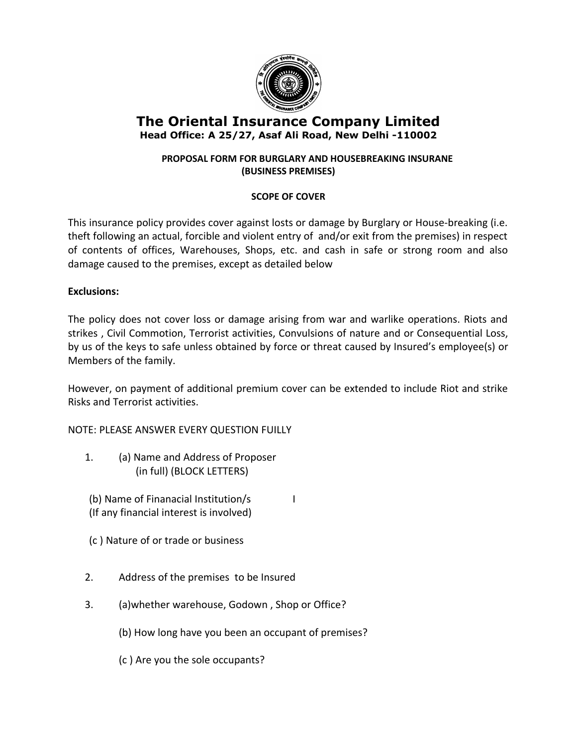# The Oriental Insurance Company Limited

**Head Office: A 25/27, Asaf Ali Road, New Delhi -110002**

**PROPOSAL FORM FOR BURGLARY AND HOUSEBREAKING INSURANE (BUSINESS PREMISES)**

**SCOPE OF COVER**

This insurance policy provides cover against losts or damage by Burglary or House-breaking (i.e. theft following an actual, forcible and violent entry of and/or exit from the premises) in respect of contents of offices, Warehouses, Shops, etc. and cash in safe or strong room and also damage caused to the premises, except as detailed below

**Exclusions:**

The policy does not cover loss or damage arising from war and warlike operations. Riots and strikes , Civil Commotion, Terrorist activities, Convulsions of nature and or Consequential Loss, by us of the keys to safe unless obtained by force or threat caused by Insured's employee(s) or Members of the family.

However, on payment of additional premium cover can be extended to include Riot and strike Risks and Terrorist activities.

NOTE: PLEASE ANSWER EVERY QUESTION FUILLY

1. (a) Name and Address of Proposer (in full) (BLOCK LETTERS)

   (b) Name of Finanacial Institution/s (If any financial interest is involved) I

   (c ) Nature of or trade or business

2. Address of the premises to be Insured

3. (a)whether warehouse, Godown , Shop or Office?

   (b) How long have you been an occupant of premises?

   (c ) Are you the sole occupants?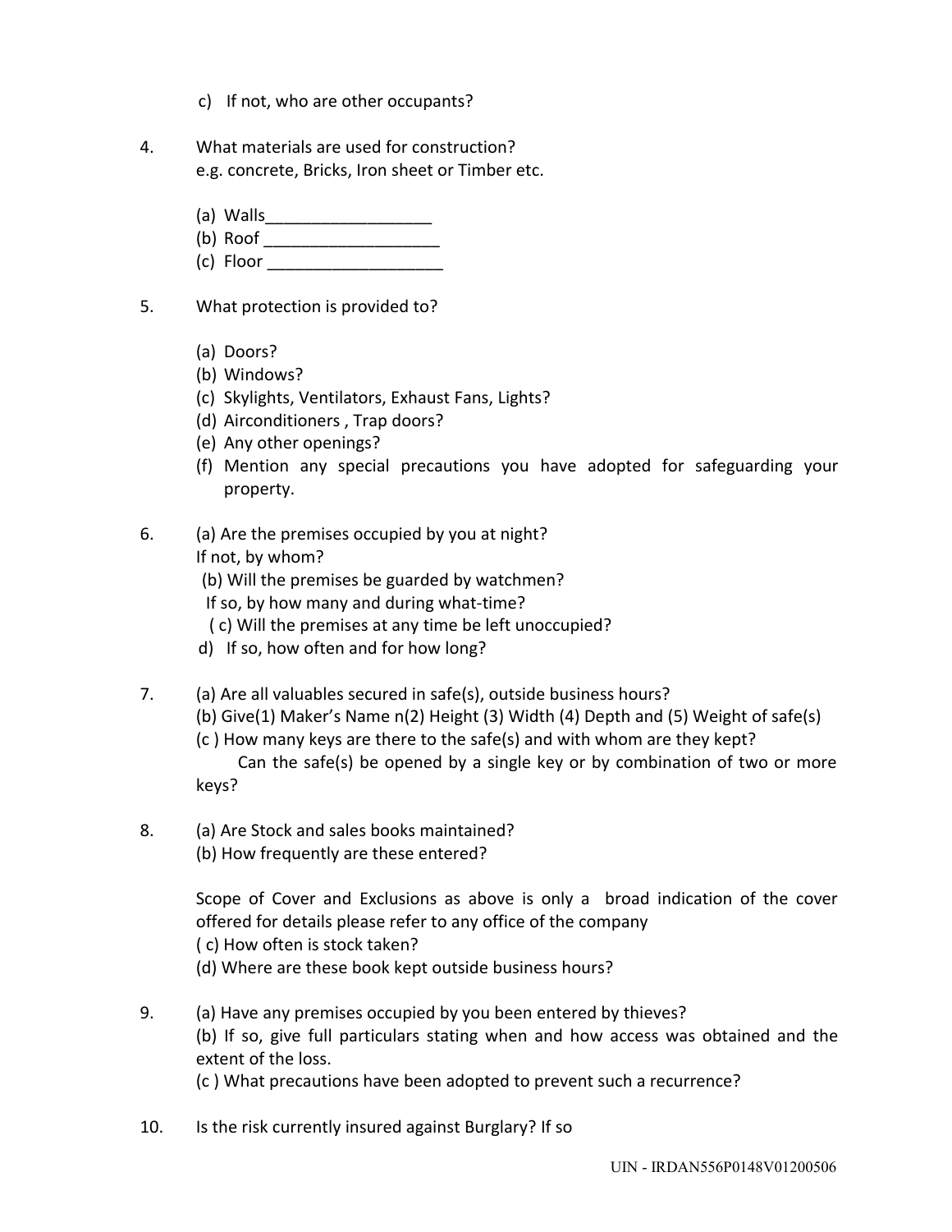c) If not, who are other occupants?

4. What materials are used for construction?
   e.g. concrete, Bricks, Iron sheet or Timber etc.

   (a) Walls__________________
   (b) Roof ___________________
   (c) Floor ___________________

5. What protection is provided to?

   (a) Doors?
   (b) Windows?
   (c) Skylights, Ventilators, Exhaust Fans, Lights?
   (d) Airconditioners , Trap doors?
   (e) Any other openings?
   (f) Mention any special precautions you have adopted for safeguarding your property.

6. (a) Are the premises occupied by you at night?
   If not, by whom?
   (b) Will the premises be guarded by watchmen?
   If so, by how many and during what-time?
   ( c) Will the premises at any time be left unoccupied?
   d) If so, how often and for how long?

7. (a) Are all valuables secured in safe(s), outside business hours?
   (b) Give(1) Maker's Name n(2) Height (3) Width (4) Depth and (5) Weight of safe(s)
   (c ) How many keys are there to the safe(s) and with whom are they kept?
   Can the safe(s) be opened by a single key or by combination of two or more keys?

8. (a) Are Stock and sales books maintained?
   (b) How frequently are these entered?

   Scope of Cover and Exclusions as above is only a broad indication of the cover offered for details please refer to any office of the company
   ( c) How often is stock taken?
   (d) Where are these book kept outside business hours?

9. (a) Have any premises occupied by you been entered by thieves?
   (b) If so, give full particulars stating when and how access was obtained and the extent of the loss.
   (c ) What precautions have been adopted to prevent such a recurrence?

10. Is the risk currently insured against Burglary? If so

UIN - IRDAN556P0148V01200506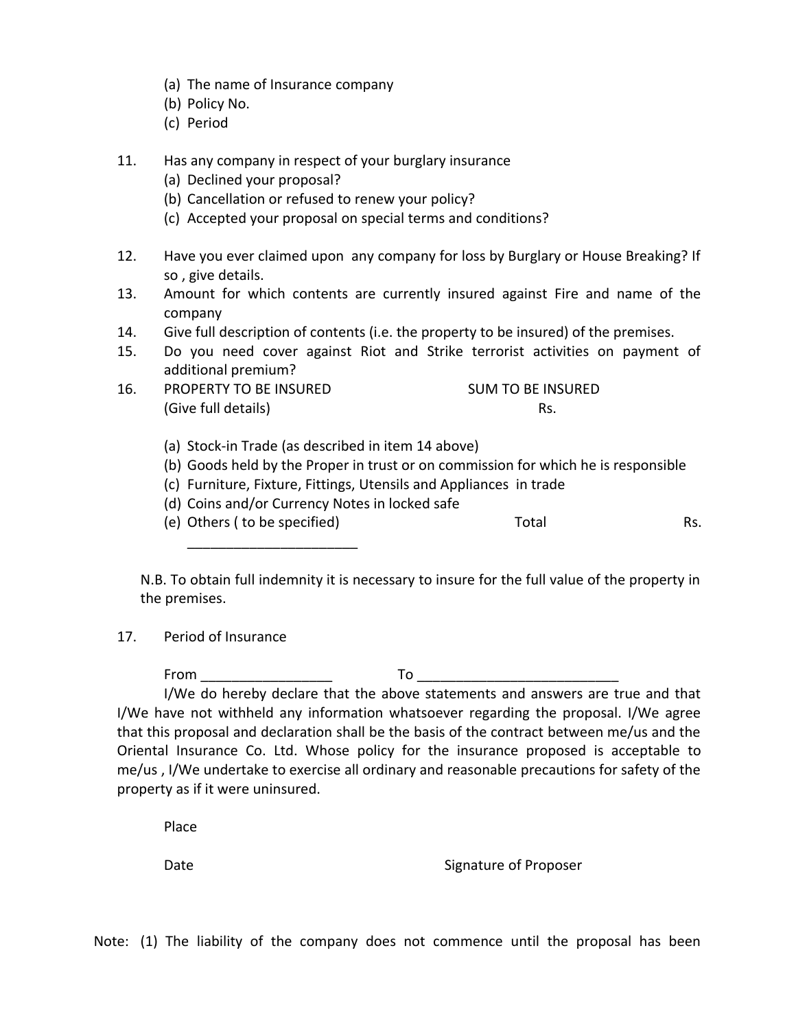(a) The name of Insurance company
(b) Policy No.
(c) Period

11. Has any company in respect of your burglary insurance
    (a) Declined your proposal?
    (b) Cancellation or refused to renew your policy?
    (c) Accepted your proposal on special terms and conditions?

12. Have you ever claimed upon any company for loss by Burglary or House Breaking? If so , give details.
13. Amount for which contents are currently insured against Fire and name of the company
14. Give full description of contents (i.e. the property to be insured) of the premises.
15. Do you need cover against Riot and Strike terrorist activities on payment of additional premium?
16. PROPERTY TO BE INSURED (Give full details) — SUM TO BE INSURED Rs.

    (a) Stock-in Trade (as described in item 14 above)
    (b) Goods held by the Proper in trust or on commission for which he is responsible
    (c) Furniture, Fixture, Fittings, Utensils and Appliances in trade
    (d) Coins and/or Currency Notes in locked safe
    (e) Others ( to be specified) ______________________ Total Rs.

N.B. To obtain full indemnity it is necessary to insure for the full value of the property in the premises.

17. Period of Insurance

    From _________________ To __________________________

I/We do hereby declare that the above statements and answers are true and that I/We have not withheld any information whatsoever regarding the proposal. I/We agree that this proposal and declaration shall be the basis of the contract between me/us and the Oriental Insurance Co. Ltd. Whose policy for the insurance proposed is acceptable to me/us , I/We undertake to exercise all ordinary and reasonable precautions for safety of the property as if it were uninsured.

Place

Date — Signature of Proposer

Note: (1) The liability of the company does not commence until the proposal has been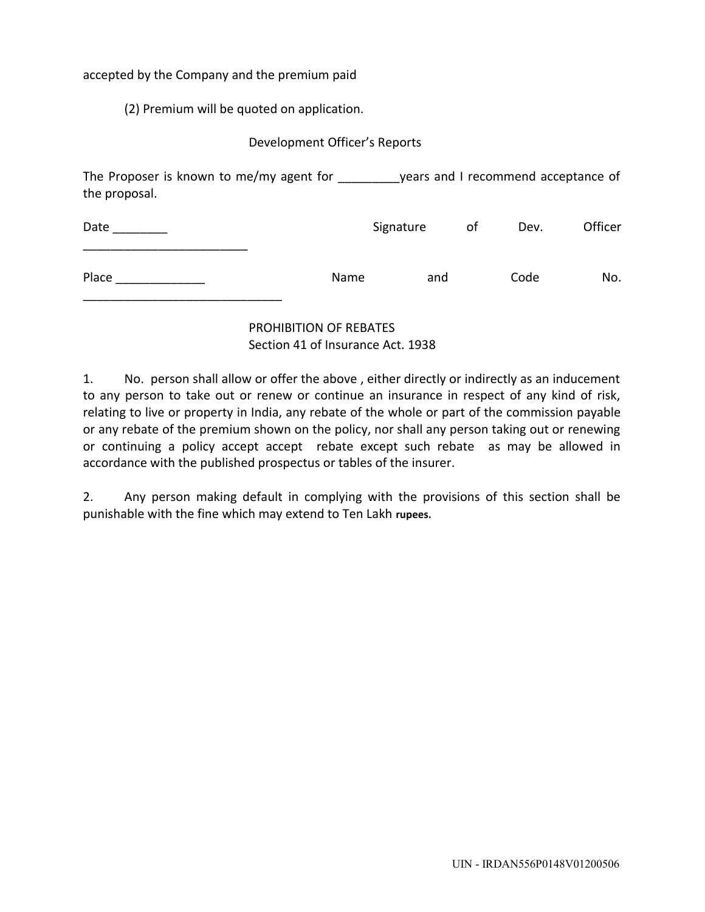accepted by the Company and the premium paid

(2) Premium will be quoted on application.

Development Officer's Reports

The Proposer is known to me/my agent for _________years and I recommend acceptance of the proposal.

Date ________ Signature of Dev. Officer ________________________

Place _____________ Name and Code No. _____________________________

PROHIBITION OF REBATES
Section 41 of Insurance Act. 1938

1. No. person shall allow or offer the above , either directly or indirectly as an inducement to any person to take out or renew or continue an insurance in respect of any kind of risk, relating to live or property in India, any rebate of the whole or part of the commission payable or any rebate of the premium shown on the policy, nor shall any person taking out or renewing or continuing a policy accept accept rebate except such rebate as may be allowed in accordance with the published prospectus or tables of the insurer.

2. Any person making default in complying with the provisions of this section shall be punishable with the fine which may extend to Ten Lakh **rupees.**

UIN - IRDAN556P0148V01200506